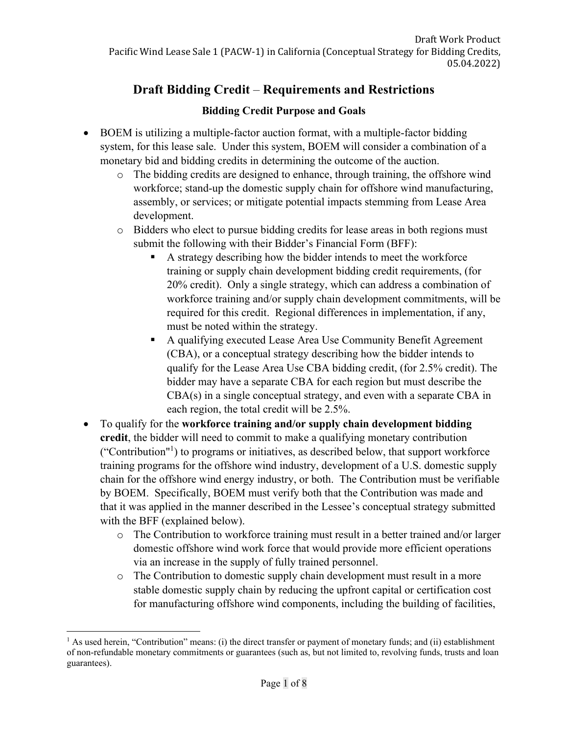# Draft Bidding Credit – Requirements and Restrictions

## Bidding Credit Purpose and Goals

- BOEM is utilizing a multiple-factor auction format, with a multiple-factor bidding system, for this lease sale. Under this system, BOEM will consider a combination of a monetary bid and bidding credits in determining the outcome of the auction.
  - The bidding credits are designed to enhance, through training, the offshore wind workforce; stand-up the domestic supply chain for offshore wind manufacturing, assembly, or services; or mitigate potential impacts stemming from Lease Area development.
  - Bidders who elect to pursue bidding credits for lease areas in both regions must submit the following with their Bidder's Financial Form (BFF):
    - A strategy describing how the bidder intends to meet the workforce training or supply chain development bidding credit requirements, (for 20% credit). Only a single strategy, which can address a combination of workforce training and/or supply chain development commitments, will be required for this credit. Regional differences in implementation, if any, must be noted within the strategy.
    - A qualifying executed Lease Area Use Community Benefit Agreement (CBA), or a conceptual strategy describing how the bidder intends to qualify for the Lease Area Use CBA bidding credit, (for 2.5% credit). The bidder may have a separate CBA for each region but must describe the CBA(s) in a single conceptual strategy, and even with a separate CBA in each region, the total credit will be 2.5%.
- To qualify for the **workforce training and/or supply chain development bidding credit**, the bidder will need to commit to make a qualifying monetary contribution ("Contribution"[1]) to programs or initiatives, as described below, that support workforce training programs for the offshore wind industry, development of a U.S. domestic supply chain for the offshore wind energy industry, or both. The Contribution must be verifiable by BOEM. Specifically, BOEM must verify both that the Contribution was made and that it was applied in the manner described in the Lessee's conceptual strategy submitted with the BFF (explained below).
  - The Contribution to workforce training must result in a better trained and/or larger domestic offshore wind work force that would provide more efficient operations via an increase in the supply of fully trained personnel.
  - The Contribution to domestic supply chain development must result in a more stable domestic supply chain by reducing the upfront capital or certification cost for manufacturing offshore wind components, including the building of facilities,

[1] As used herein, "Contribution" means: (i) the direct transfer or payment of monetary funds; and (ii) establishment of non-refundable monetary commitments or guarantees (such as, but not limited to, revolving funds, trusts and loan guarantees).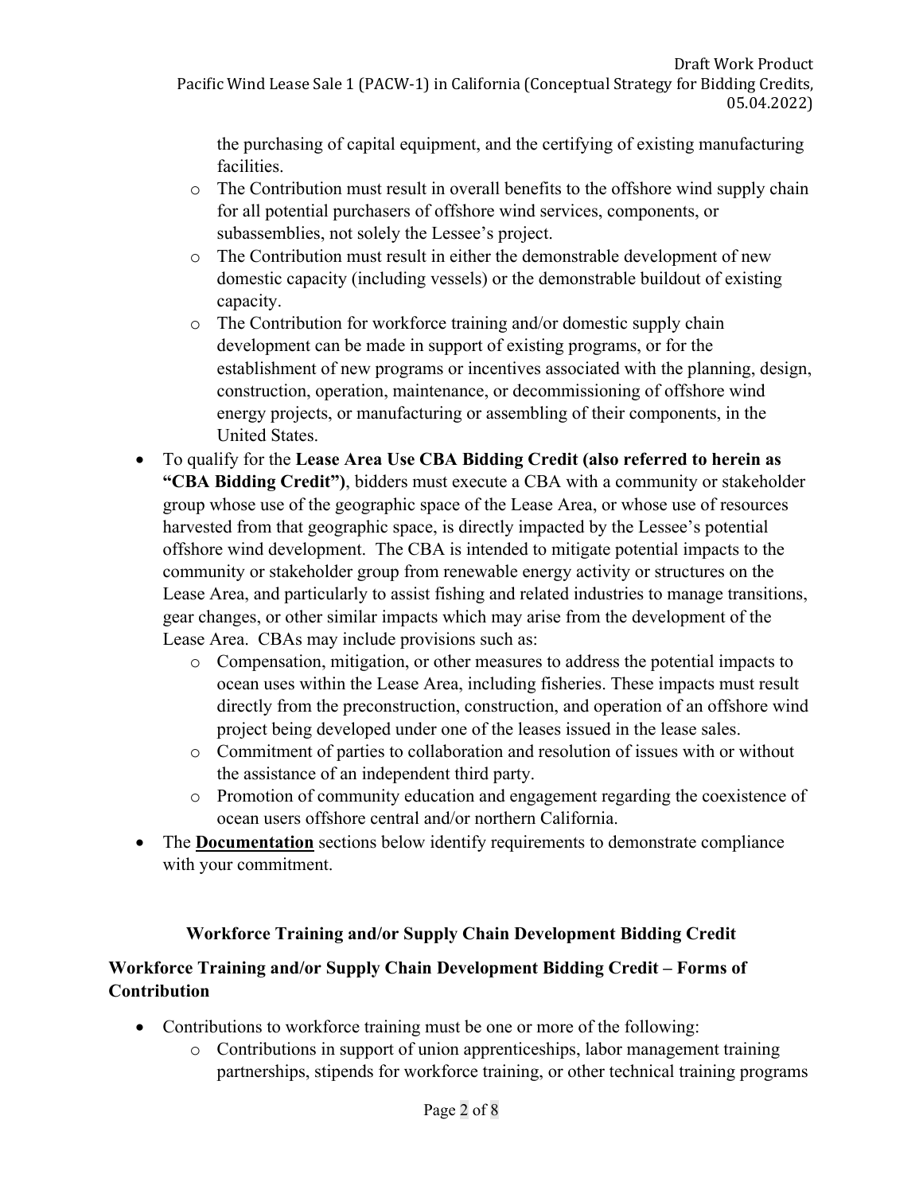- the purchasing of capital equipment, and the certifying of existing manufacturing facilities.
  - The Contribution must result in overall benefits to the offshore wind supply chain for all potential purchasers of offshore wind services, components, or subassemblies, not solely the Lessee's project.
  - The Contribution must result in either the demonstrable development of new domestic capacity (including vessels) or the demonstrable buildout of existing capacity.
  - The Contribution for workforce training and/or domestic supply chain development can be made in support of existing programs, or for the establishment of new programs or incentives associated with the planning, design, construction, operation, maintenance, or decommissioning of offshore wind energy projects, or manufacturing or assembling of their components, in the United States.
- To qualify for the **Lease Area Use CBA Bidding Credit (also referred to herein as "CBA Bidding Credit")**, bidders must execute a CBA with a community or stakeholder group whose use of the geographic space of the Lease Area, or whose use of resources harvested from that geographic space, is directly impacted by the Lessee's potential offshore wind development. The CBA is intended to mitigate potential impacts to the community or stakeholder group from renewable energy activity or structures on the Lease Area, and particularly to assist fishing and related industries to manage transitions, gear changes, or other similar impacts which may arise from the development of the Lease Area. CBAs may include provisions such as:
  - Compensation, mitigation, or other measures to address the potential impacts to ocean uses within the Lease Area, including fisheries. These impacts must result directly from the preconstruction, construction, and operation of an offshore wind project being developed under one of the leases issued in the lease sales.
  - Commitment of parties to collaboration and resolution of issues with or without the assistance of an independent third party.
  - Promotion of community education and engagement regarding the coexistence of ocean users offshore central and/or northern California.
- The **Documentation** sections below identify requirements to demonstrate compliance with your commitment.

## Workforce Training and/or Supply Chain Development Bidding Credit

### Workforce Training and/or Supply Chain Development Bidding Credit – Forms of Contribution

- Contributions to workforce training must be one or more of the following:
  - Contributions in support of union apprenticeships, labor management training partnerships, stipends for workforce training, or other technical training programs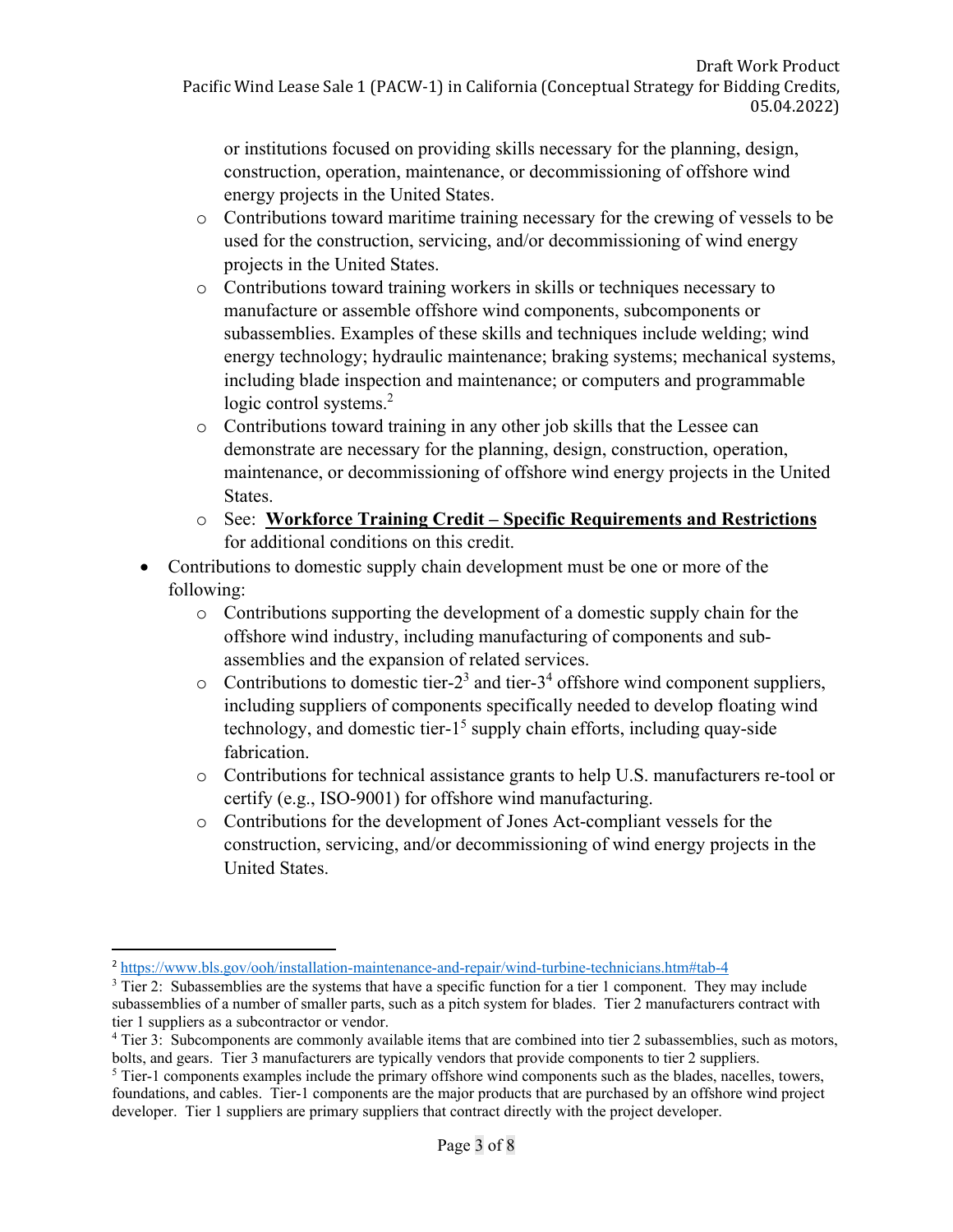or institutions focused on providing skills necessary for the planning, design, construction, operation, maintenance, or decommissioning of offshore wind energy projects in the United States.
  - Contributions toward maritime training necessary for the crewing of vessels to be used for the construction, servicing, and/or decommissioning of wind energy projects in the United States.
  - Contributions toward training workers in skills or techniques necessary to manufacture or assemble offshore wind components, subcomponents or subassemblies. Examples of these skills and techniques include welding; wind energy technology; hydraulic maintenance; braking systems; mechanical systems, including blade inspection and maintenance; or computers and programmable logic control systems.[2]
  - Contributions toward training in any other job skills that the Lessee can demonstrate are necessary for the planning, design, construction, operation, maintenance, or decommissioning of offshore wind energy projects in the United States.
  - See: **Workforce Training Credit – Specific Requirements and Restrictions** for additional conditions on this credit.
- Contributions to domestic supply chain development must be one or more of the following:
  - Contributions supporting the development of a domestic supply chain for the offshore wind industry, including manufacturing of components and sub-assemblies and the expansion of related services.
  - Contributions to domestic tier-2[3] and tier-3[4] offshore wind component suppliers, including suppliers of components specifically needed to develop floating wind technology, and domestic tier-1[5] supply chain efforts, including quay-side fabrication.
  - Contributions for technical assistance grants to help U.S. manufacturers re-tool or certify (e.g., ISO-9001) for offshore wind manufacturing.
  - Contributions for the development of Jones Act-compliant vessels for the construction, servicing, and/or decommissioning of wind energy projects in the United States.

---

[2] https://www.bls.gov/ooh/installation-maintenance-and-repair/wind-turbine-technicians.htm#tab-4

[3] Tier 2: Subassemblies are the systems that have a specific function for a tier 1 component. They may include subassemblies of a number of smaller parts, such as a pitch system for blades. Tier 2 manufacturers contract with tier 1 suppliers as a subcontractor or vendor.

[4] Tier 3: Subcomponents are commonly available items that are combined into tier 2 subassemblies, such as motors, bolts, and gears. Tier 3 manufacturers are typically vendors that provide components to tier 2 suppliers.

[5] Tier-1 components examples include the primary offshore wind components such as the blades, nacelles, towers, foundations, and cables. Tier-1 components are the major products that are purchased by an offshore wind project developer. Tier 1 suppliers are primary suppliers that contract directly with the project developer.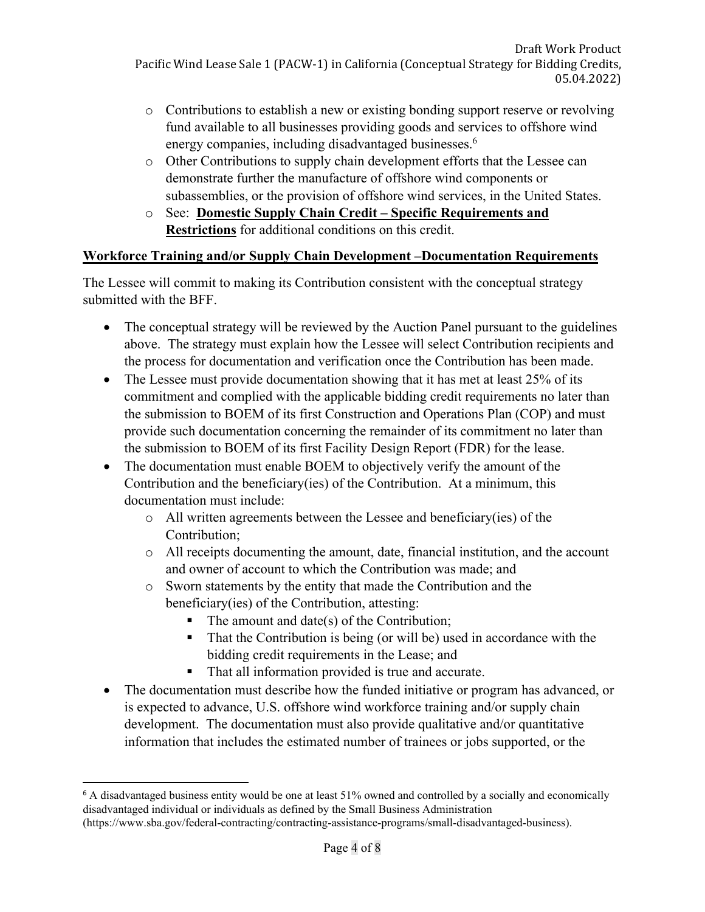- Contributions to establish a new or existing bonding support reserve or revolving fund available to all businesses providing goods and services to offshore wind energy companies, including disadvantaged businesses.[6]
- Other Contributions to supply chain development efforts that the Lessee can demonstrate further the manufacture of offshore wind components or subassemblies, or the provision of offshore wind services, in the United States.
- See: **Domestic Supply Chain Credit – Specific Requirements and Restrictions** for additional conditions on this credit.

**Workforce Training and/or Supply Chain Development –Documentation Requirements**

The Lessee will commit to making its Contribution consistent with the conceptual strategy submitted with the BFF.

- The conceptual strategy will be reviewed by the Auction Panel pursuant to the guidelines above. The strategy must explain how the Lessee will select Contribution recipients and the process for documentation and verification once the Contribution has been made.
- The Lessee must provide documentation showing that it has met at least 25% of its commitment and complied with the applicable bidding credit requirements no later than the submission to BOEM of its first Construction and Operations Plan (COP) and must provide such documentation concerning the remainder of its commitment no later than the submission to BOEM of its first Facility Design Report (FDR) for the lease.
- The documentation must enable BOEM to objectively verify the amount of the Contribution and the beneficiary(ies) of the Contribution. At a minimum, this documentation must include:
  - All written agreements between the Lessee and beneficiary(ies) of the Contribution;
  - All receipts documenting the amount, date, financial institution, and the account and owner of account to which the Contribution was made; and
  - Sworn statements by the entity that made the Contribution and the beneficiary(ies) of the Contribution, attesting:
    - The amount and date(s) of the Contribution;
    - That the Contribution is being (or will be) used in accordance with the bidding credit requirements in the Lease; and
    - That all information provided is true and accurate.
- The documentation must describe how the funded initiative or program has advanced, or is expected to advance, U.S. offshore wind workforce training and/or supply chain development. The documentation must also provide qualitative and/or quantitative information that includes the estimated number of trainees or jobs supported, or the

[6] A disadvantaged business entity would be one at least 51% owned and controlled by a socially and economically disadvantaged individual or individuals as defined by the Small Business Administration (https://www.sba.gov/federal-contracting/contracting-assistance-programs/small-disadvantaged-business).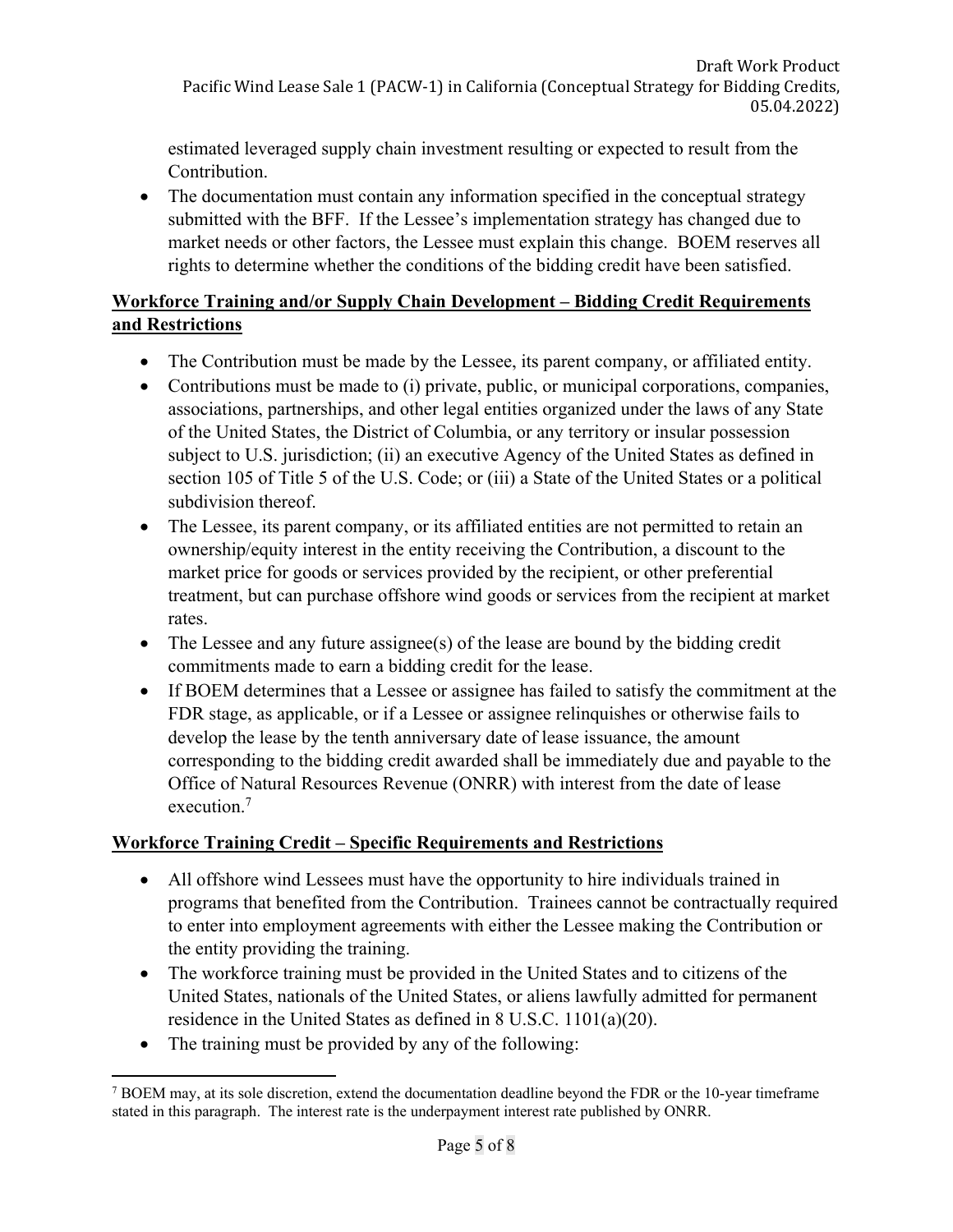estimated leveraged supply chain investment resulting or expected to result from the Contribution.

- The documentation must contain any information specified in the conceptual strategy submitted with the BFF. If the Lessee's implementation strategy has changed due to market needs or other factors, the Lessee must explain this change. BOEM reserves all rights to determine whether the conditions of the bidding credit have been satisfied.

## Workforce Training and/or Supply Chain Development – Bidding Credit Requirements and Restrictions

- The Contribution must be made by the Lessee, its parent company, or affiliated entity.
- Contributions must be made to (i) private, public, or municipal corporations, companies, associations, partnerships, and other legal entities organized under the laws of any State of the United States, the District of Columbia, or any territory or insular possession subject to U.S. jurisdiction; (ii) an executive Agency of the United States as defined in section 105 of Title 5 of the U.S. Code; or (iii) a State of the United States or a political subdivision thereof.
- The Lessee, its parent company, or its affiliated entities are not permitted to retain an ownership/equity interest in the entity receiving the Contribution, a discount to the market price for goods or services provided by the recipient, or other preferential treatment, but can purchase offshore wind goods or services from the recipient at market rates.
- The Lessee and any future assignee(s) of the lease are bound by the bidding credit commitments made to earn a bidding credit for the lease.
- If BOEM determines that a Lessee or assignee has failed to satisfy the commitment at the FDR stage, as applicable, or if a Lessee or assignee relinquishes or otherwise fails to develop the lease by the tenth anniversary date of lease issuance, the amount corresponding to the bidding credit awarded shall be immediately due and payable to the Office of Natural Resources Revenue (ONRR) with interest from the date of lease execution.[7]

## Workforce Training Credit – Specific Requirements and Restrictions

- All offshore wind Lessees must have the opportunity to hire individuals trained in programs that benefited from the Contribution. Trainees cannot be contractually required to enter into employment agreements with either the Lessee making the Contribution or the entity providing the training.
- The workforce training must be provided in the United States and to citizens of the United States, nationals of the United States, or aliens lawfully admitted for permanent residence in the United States as defined in 8 U.S.C. 1101(a)(20).
- The training must be provided by any of the following:

[7] BOEM may, at its sole discretion, extend the documentation deadline beyond the FDR or the 10-year timeframe stated in this paragraph. The interest rate is the underpayment interest rate published by ONRR.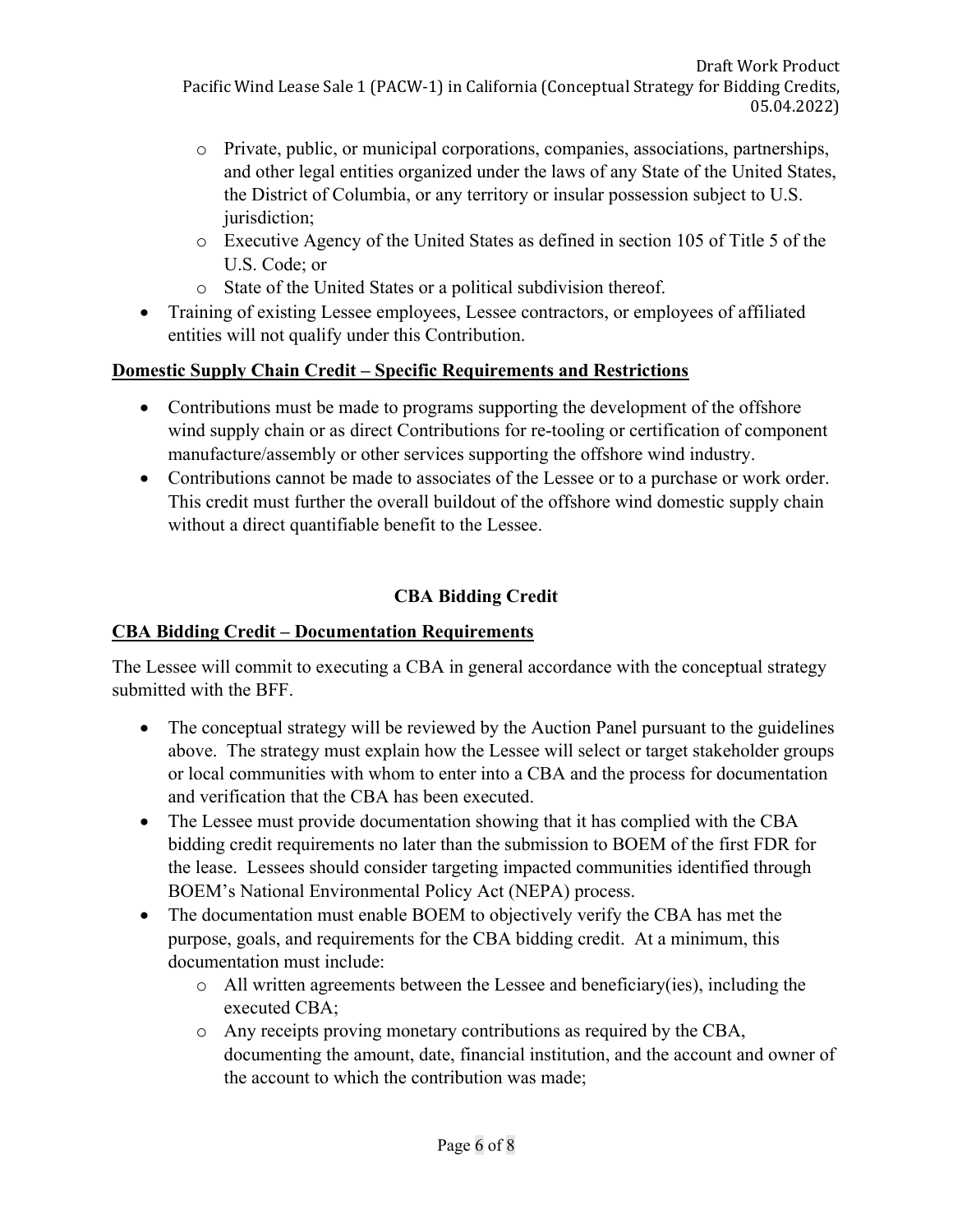- Private, public, or municipal corporations, companies, associations, partnerships, and other legal entities organized under the laws of any State of the United States, the District of Columbia, or any territory or insular possession subject to U.S. jurisdiction;
- Executive Agency of the United States as defined in section 105 of Title 5 of the U.S. Code; or
- State of the United States or a political subdivision thereof.

- Training of existing Lessee employees, Lessee contractors, or employees of affiliated entities will not qualify under this Contribution.

**Domestic Supply Chain Credit – Specific Requirements and Restrictions**

- Contributions must be made to programs supporting the development of the offshore wind supply chain or as direct Contributions for re-tooling or certification of component manufacture/assembly or other services supporting the offshore wind industry.
- Contributions cannot be made to associates of the Lessee or to a purchase or work order. This credit must further the overall buildout of the offshore wind domestic supply chain without a direct quantifiable benefit to the Lessee.

## CBA Bidding Credit

**CBA Bidding Credit – Documentation Requirements**

The Lessee will commit to executing a CBA in general accordance with the conceptual strategy submitted with the BFF.

- The conceptual strategy will be reviewed by the Auction Panel pursuant to the guidelines above. The strategy must explain how the Lessee will select or target stakeholder groups or local communities with whom to enter into a CBA and the process for documentation and verification that the CBA has been executed.
- The Lessee must provide documentation showing that it has complied with the CBA bidding credit requirements no later than the submission to BOEM of the first FDR for the lease. Lessees should consider targeting impacted communities identified through BOEM's National Environmental Policy Act (NEPA) process.
- The documentation must enable BOEM to objectively verify the CBA has met the purpose, goals, and requirements for the CBA bidding credit. At a minimum, this documentation must include:
  - All written agreements between the Lessee and beneficiary(ies), including the executed CBA;
  - Any receipts proving monetary contributions as required by the CBA, documenting the amount, date, financial institution, and the account and owner of the account to which the contribution was made;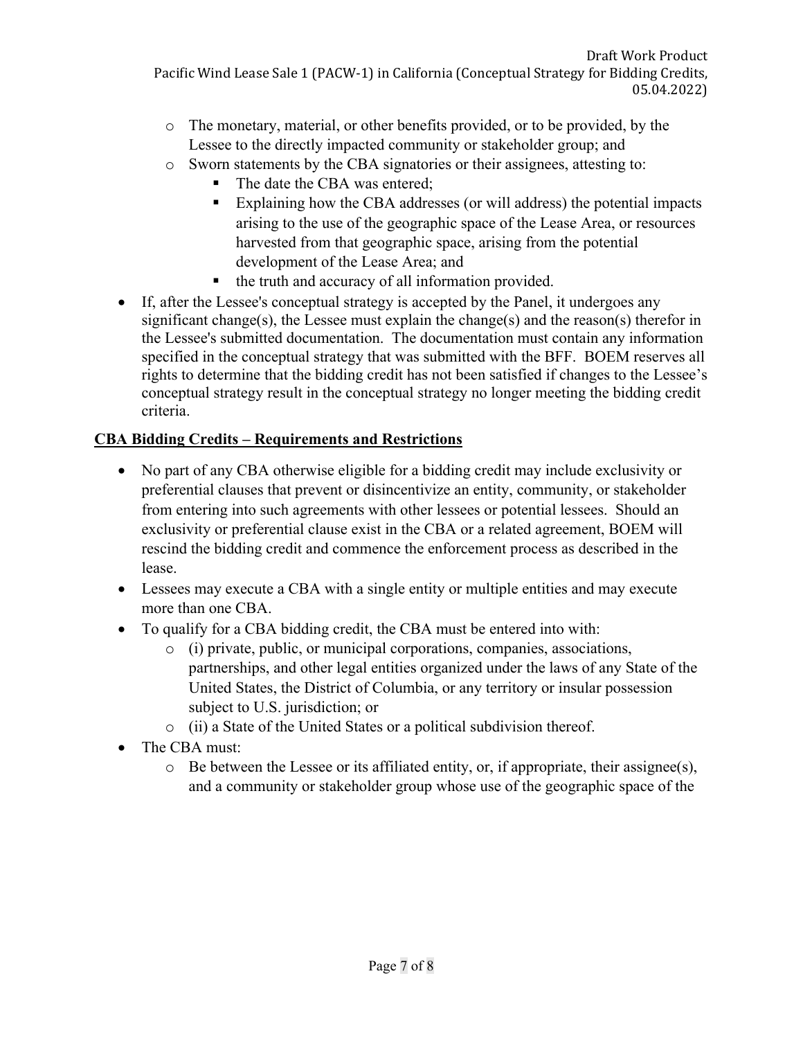- The monetary, material, or other benefits provided, or to be provided, by the Lessee to the directly impacted community or stakeholder group; and
  - Sworn statements by the CBA signatories or their assignees, attesting to:
    - The date the CBA was entered;
    - Explaining how the CBA addresses (or will address) the potential impacts arising to the use of the geographic space of the Lease Area, or resources harvested from that geographic space, arising from the potential development of the Lease Area; and
    - the truth and accuracy of all information provided.
- If, after the Lessee's conceptual strategy is accepted by the Panel, it undergoes any significant change(s), the Lessee must explain the change(s) and the reason(s) therefor in the Lessee's submitted documentation. The documentation must contain any information specified in the conceptual strategy that was submitted with the BFF. BOEM reserves all rights to determine that the bidding credit has not been satisfied if changes to the Lessee's conceptual strategy result in the conceptual strategy no longer meeting the bidding credit criteria.

**CBA Bidding Credits – Requirements and Restrictions**

- No part of any CBA otherwise eligible for a bidding credit may include exclusivity or preferential clauses that prevent or disincentivize an entity, community, or stakeholder from entering into such agreements with other lessees or potential lessees. Should an exclusivity or preferential clause exist in the CBA or a related agreement, BOEM will rescind the bidding credit and commence the enforcement process as described in the lease.
- Lessees may execute a CBA with a single entity or multiple entities and may execute more than one CBA.
- To qualify for a CBA bidding credit, the CBA must be entered into with:
  - (i) private, public, or municipal corporations, companies, associations, partnerships, and other legal entities organized under the laws of any State of the United States, the District of Columbia, or any territory or insular possession subject to U.S. jurisdiction; or
  - (ii) a State of the United States or a political subdivision thereof.
- The CBA must:
  - Be between the Lessee or its affiliated entity, or, if appropriate, their assignee(s), and a community or stakeholder group whose use of the geographic space of the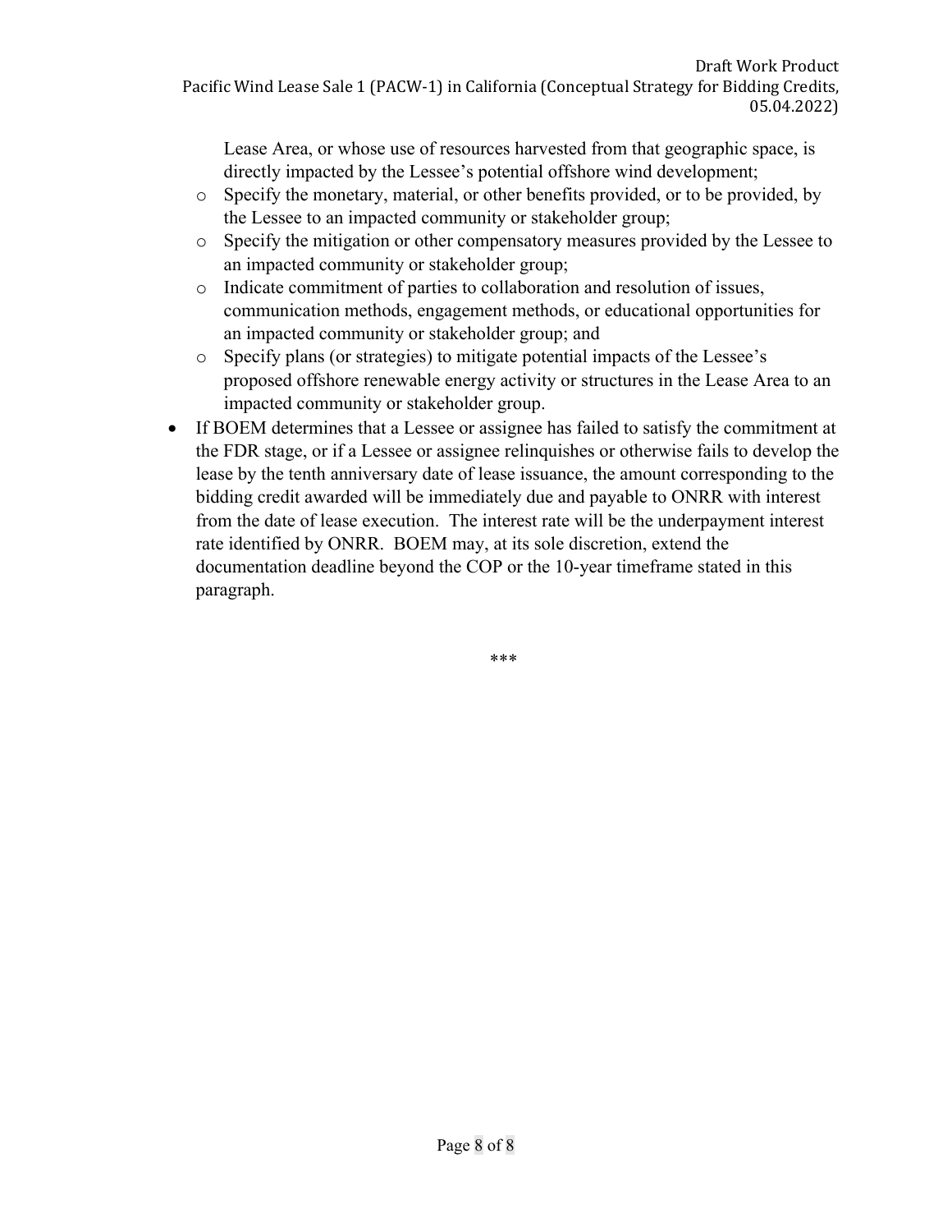Lease Area, or whose use of resources harvested from that geographic space, is directly impacted by the Lessee's potential offshore wind development;
  - Specify the monetary, material, or other benefits provided, or to be provided, by the Lessee to an impacted community or stakeholder group;
  - Specify the mitigation or other compensatory measures provided by the Lessee to an impacted community or stakeholder group;
  - Indicate commitment of parties to collaboration and resolution of issues, communication methods, engagement methods, or educational opportunities for an impacted community or stakeholder group; and
  - Specify plans (or strategies) to mitigate potential impacts of the Lessee's proposed offshore renewable energy activity or structures in the Lease Area to an impacted community or stakeholder group.
- If BOEM determines that a Lessee or assignee has failed to satisfy the commitment at the FDR stage, or if a Lessee or assignee relinquishes or otherwise fails to develop the lease by the tenth anniversary date of lease issuance, the amount corresponding to the bidding credit awarded will be immediately due and payable to ONRR with interest from the date of lease execution. The interest rate will be the underpayment interest rate identified by ONRR. BOEM may, at its sole discretion, extend the documentation deadline beyond the COP or the 10-year timeframe stated in this paragraph.

***